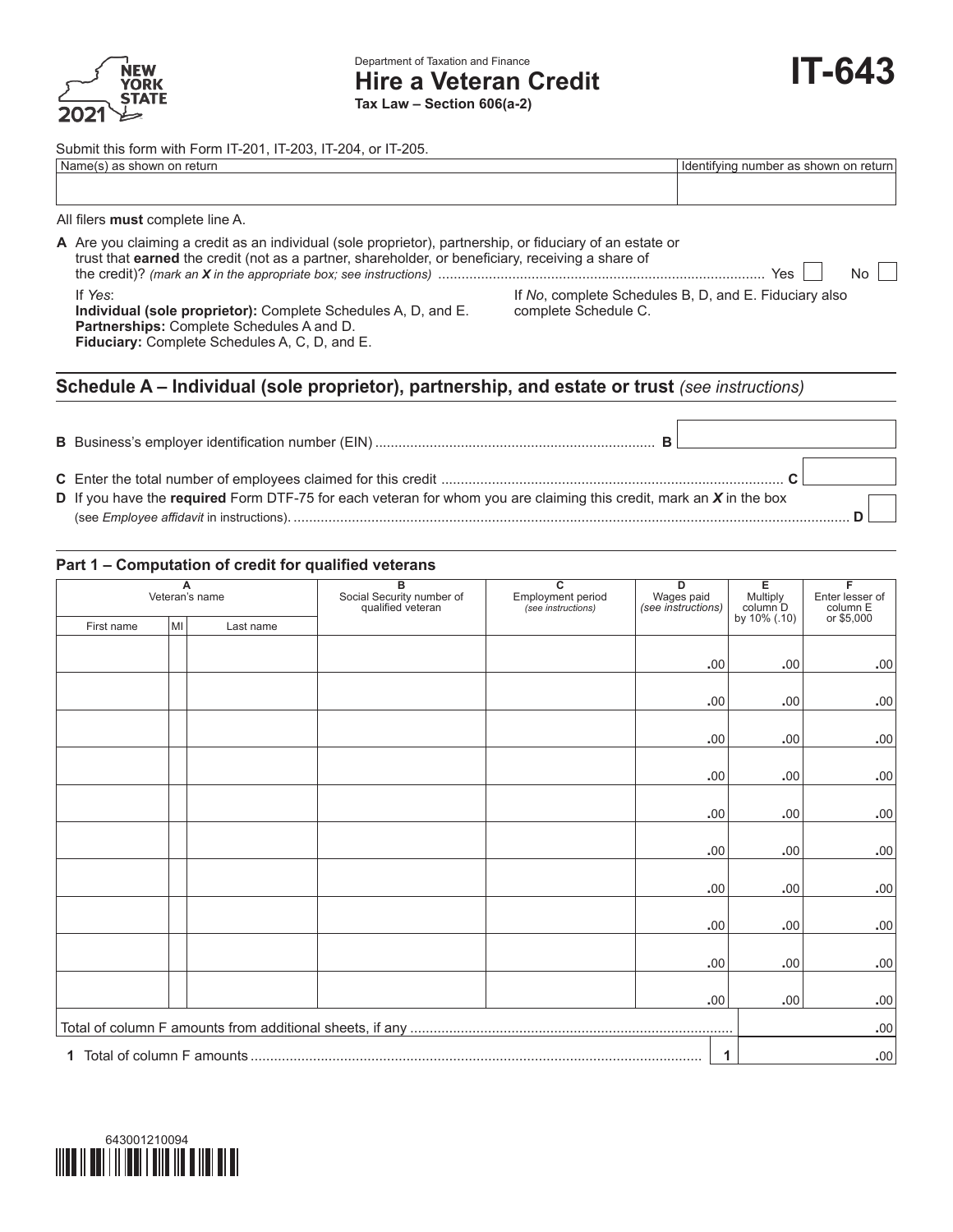New York State 2021

Department of Taxation and Finance

# Hire a Veteran Credit

**Tax Law – Section 606(a-2)**

# IT-643

Submit this form with Form IT-201, IT-203, IT-204, or IT-205.

| Name(s) as shown on return | Identifying number as shown on return |
|---|---|
| | |

All filers **must** complete line A.

**A** Are you claiming a credit as an individual (sole proprietor), partnership, or fiduciary of an estate or trust that **earned** the credit (not as a partner, shareholder, or beneficiary, receiving a share of the credit)? *(mark an **X** in the appropriate box; see instructions)* .................... Yes ☐ No ☐

If *Yes*:
**Individual (sole proprietor):** Complete Schedules A, D, and E.
**Partnerships:** Complete Schedules A and D.
**Fiduciary:** Complete Schedules A, C, D, and E.

If *No*, complete Schedules B, D, and E. Fiduciary also complete Schedule C.

## Schedule A – Individual (sole proprietor), partnership, and estate or trust *(see instructions)*

**B** Business's employer identification number (EIN) .................... **B** 

**C** Enter the total number of employees claimed for this credit .................... **C** 

**D** If you have the **required** Form DTF-75 for each veteran for whom you are claiming this credit, mark an **X** in the box (see *Employee affidavit* in instructions). .................... **D** ☐

### Part 1 – Computation of credit for qualified veterans

| A Veteran's name | | | B Social Security number of qualified veteran | C Employment period *(see instructions)* | D Wages paid *(see instructions)* | E Multiply column D by 10% (.10) | F Enter lesser of column E or $5,000 |
|---|---|---|---|---|---|---|---|
| First name | MI | Last name | | | | | |
| | | | | | .00 | .00 | .00 |
| | | | | | .00 | .00 | .00 |
| | | | | | .00 | .00 | .00 |
| | | | | | .00 | .00 | .00 |
| | | | | | .00 | .00 | .00 |
| | | | | | .00 | .00 | .00 |
| | | | | | .00 | .00 | .00 |
| | | | | | .00 | .00 | .00 |
| | | | | | .00 | .00 | .00 |
| | | | | | .00 | .00 | .00 |
| Total of column F amounts from additional sheets, if any .................... | | | | | | | .00 |
| **1** Total of column F amounts .................... | | | | | | **1** | .00 |

643001210094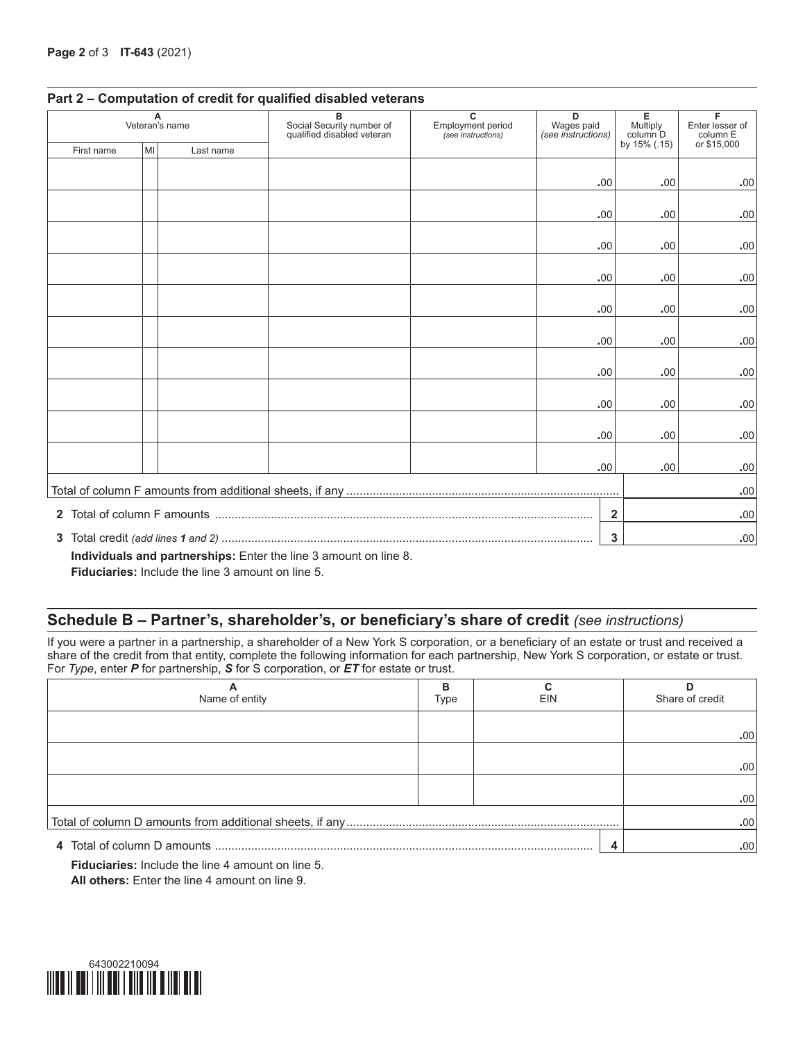## Part 2 – Computation of credit for qualified disabled veterans

| A Veteran's name | | | B Social Security number of qualified disabled veteran | C Employment period *(see instructions)* | D Wages paid *(see instructions)* | E Multiply column D by 15% (.15) | F Enter lesser of column E or $15,000 |
|---|---|---|---|---|---|---|---|
| First name | MI | Last name | | | | | |
| | | | | | .00 | .00 | .00 |
| | | | | | .00 | .00 | .00 |
| | | | | | .00 | .00 | .00 |
| | | | | | .00 | .00 | .00 |
| | | | | | .00 | .00 | .00 |
| | | | | | .00 | .00 | .00 |
| | | | | | .00 | .00 | .00 |
| | | | | | .00 | .00 | .00 |
| | | | | | .00 | .00 | .00 |
| | | | | | .00 | .00 | .00 |

| | | |
|---|---|---|
| Total of column F amounts from additional sheets, if any | | .00 |
| **2** Total of column F amounts | **2** | .00 |
| **3** Total credit *(add lines 1 and 2)* | **3** | .00 |

**Individuals and partnerships:** Enter the line 3 amount on line 8.
**Fiduciaries:** Include the line 3 amount on line 5.

## Schedule B – Partner's, shareholder's, or beneficiary's share of credit *(see instructions)*

If you were a partner in a partnership, a shareholder of a New York S corporation, or a beneficiary of an estate or trust and received a share of the credit from that entity, complete the following information for each partnership, New York S corporation, or estate or trust. For *Type*, enter ***P*** for partnership, ***S*** for S corporation, or ***ET*** for estate or trust.

| A Name of entity | B Type | C EIN | D Share of credit |
|---|---|---|---|
| | | | .00 |
| | | | .00 |
| | | | .00 |

| | | |
|---|---|---|
| Total of column D amounts from additional sheets, if any | | .00 |
| **4** Total of column D amounts | **4** | .00 |

**Fiduciaries:** Include the line 4 amount on line 5.
**All others:** Enter the line 4 amount on line 9.

643002210094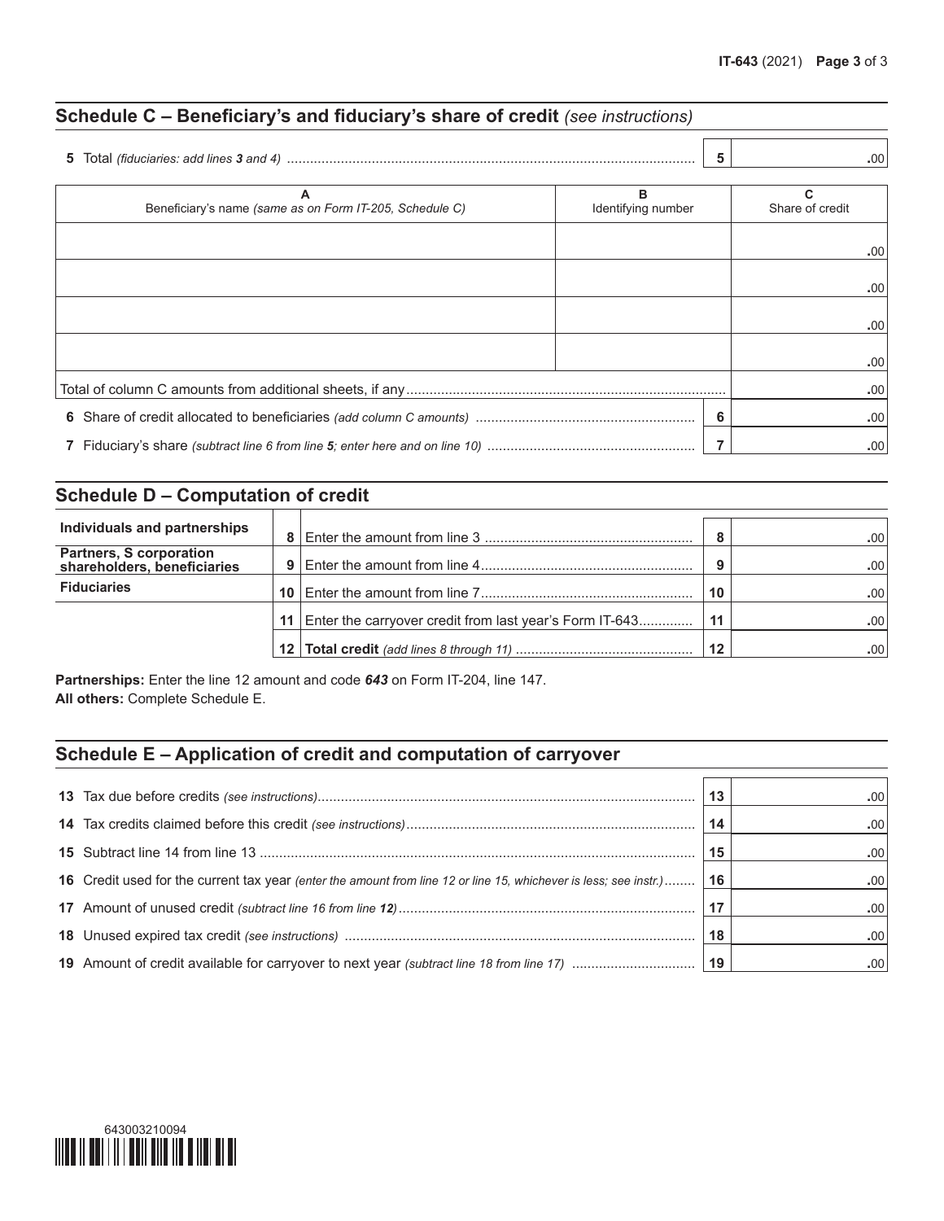## Schedule C – Beneficiary's and fiduciary's share of credit *(see instructions)*

| | | |
|---|---|---|
| **5** Total *(fiduciaries: add lines **3** and 4)* | 5 | .00 |

| A<br>Beneficiary's name *(same as on Form IT-205, Schedule C)* | B<br>Identifying number | C<br>Share of credit |
|---|---|---|
| | | .00 |
| | | .00 |
| | | .00 |
| | | .00 |
| Total of column C amounts from additional sheets, if any | | .00 |

| | | |
|---|---|---|
| **6** Share of credit allocated to beneficiaries *(add column C amounts)* | 6 | .00 |
| **7** Fiduciary's share *(subtract line 6 from line **5**; enter here and on line 10)* | 7 | .00 |

## Schedule D – Computation of credit

| | | | | |
|---|---|---|---|---|
| **Individuals and partnerships** | 8 | Enter the amount from line 3 | 8 | .00 |
| **Partners, S corporation shareholders, beneficiaries** | 9 | Enter the amount from line 4 | 9 | .00 |
| **Fiduciaries** | 10 | Enter the amount from line 7 | 10 | .00 |
| | 11 | Enter the carryover credit from last year's Form IT-643 | 11 | .00 |
| | 12 | **Total credit** *(add lines 8 through 11)* | 12 | .00 |

**Partnerships:** Enter the line 12 amount and code ***643*** on Form IT-204, line 147.
**All others:** Complete Schedule E.

## Schedule E – Application of credit and computation of carryover

| | | |
|---|---|---|
| **13** Tax due before credits *(see instructions)* | 13 | .00 |
| **14** Tax credits claimed before this credit *(see instructions)* | 14 | .00 |
| **15** Subtract line 14 from line 13 | 15 | .00 |
| **16** Credit used for the current tax year *(enter the amount from line 12 or line 15, whichever is less; see instr.)* | 16 | .00 |
| **17** Amount of unused credit *(subtract line 16 from line **12**)* | 17 | .00 |
| **18** Unused expired tax credit *(see instructions)* | 18 | .00 |
| **19** Amount of credit available for carryover to next year *(subtract line 18 from line 17)* | 19 | .00 |

643003210094